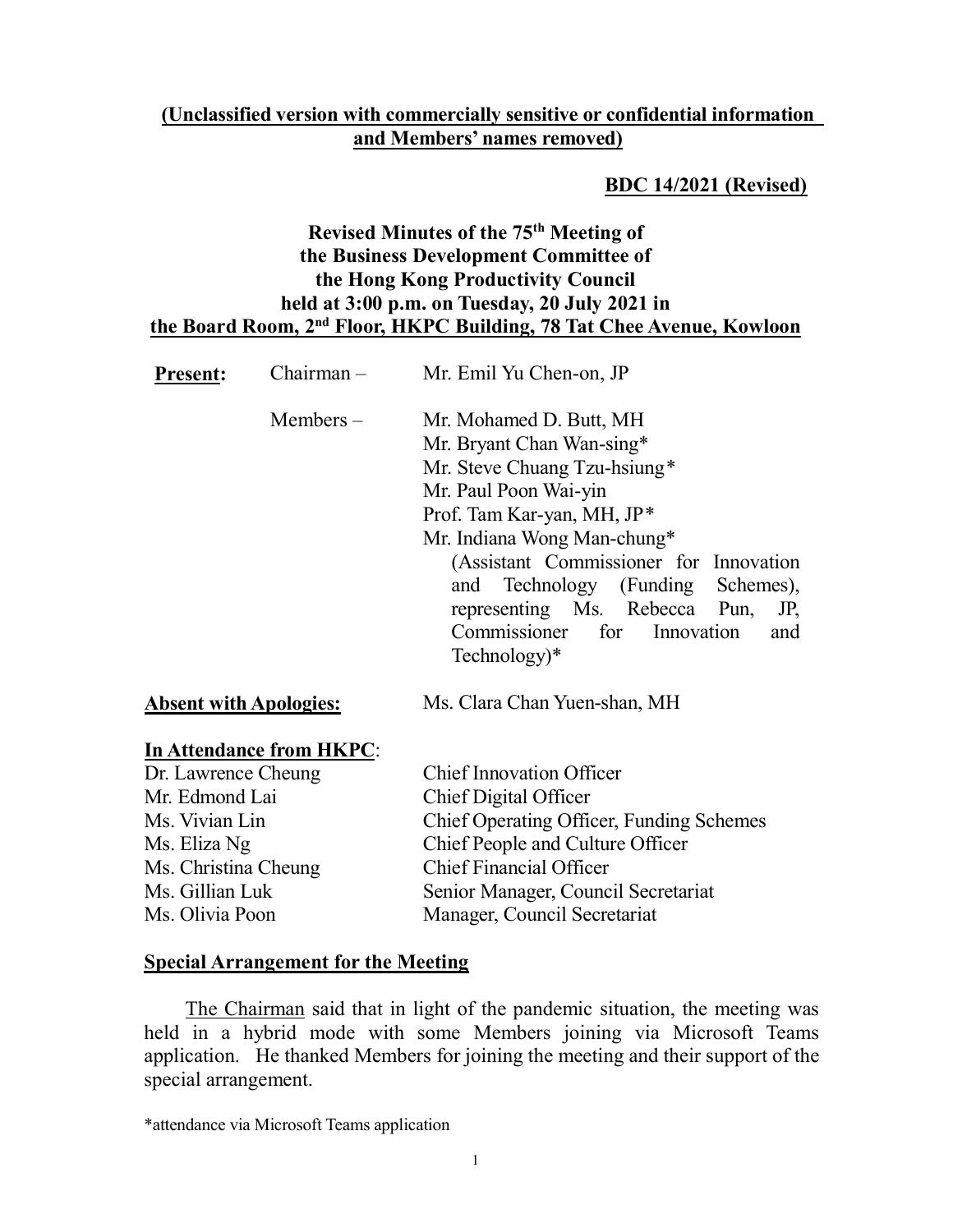**(Unclassified version with commercially sensitive or confidential information and Members' names removed)**

**BDC 14/2021 (Revised)**

**Revised Minutes of the 75th Meeting of the Business Development Committee of the Hong Kong Productivity Council held at 3:00 p.m. on Tuesday, 20 July 2021 in the Board Room, 2nd Floor, HKPC Building, 78 Tat Chee Avenue, Kowloon**

**Present:** Chairman – Mr. Emil Yu Chen-on, JP

Members – Mr. Mohamed D. Butt, MH
Mr. Bryant Chan Wan-sing*
Mr. Steve Chuang Tzu-hsiung*
Mr. Paul Poon Wai-yin
Prof. Tam Kar-yan, MH, JP*
Mr. Indiana Wong Man-chung*
(Assistant Commissioner for Innovation and Technology (Funding Schemes), representing Ms. Rebecca Pun, JP, Commissioner for Innovation and Technology)*

**Absent with Apologies:** Ms. Clara Chan Yuen-shan, MH

**In Attendance from HKPC:**

| | |
|---|---|
| Dr. Lawrence Cheung | Chief Innovation Officer |
| Mr. Edmond Lai | Chief Digital Officer |
| Ms. Vivian Lin | Chief Operating Officer, Funding Schemes |
| Ms. Eliza Ng | Chief People and Culture Officer |
| Ms. Christina Cheung | Chief Financial Officer |
| Ms. Gillian Luk | Senior Manager, Council Secretariat |
| Ms. Olivia Poon | Manager, Council Secretariat |

**Special Arrangement for the Meeting**

The Chairman said that in light of the pandemic situation, the meeting was held in a hybrid mode with some Members joining via Microsoft Teams application. He thanked Members for joining the meeting and their support of the special arrangement.

*attendance via Microsoft Teams application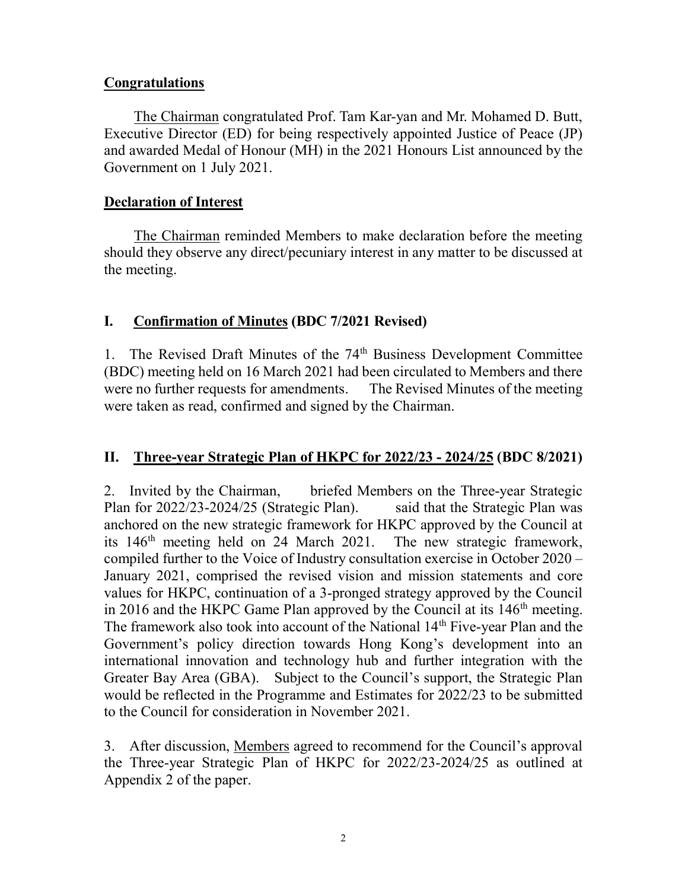**Congratulations**

The Chairman congratulated Prof. Tam Kar-yan and Mr. Mohamed D. Butt, Executive Director (ED) for being respectively appointed Justice of Peace (JP) and awarded Medal of Honour (MH) in the 2021 Honours List announced by the Government on 1 July 2021.

**Declaration of Interest**

The Chairman reminded Members to make declaration before the meeting should they observe any direct/pecuniary interest in any matter to be discussed at the meeting.

## I. Confirmation of Minutes (BDC 7/2021 Revised)

1. The Revised Draft Minutes of the 74th Business Development Committee (BDC) meeting held on 16 March 2021 had been circulated to Members and there were no further requests for amendments. The Revised Minutes of the meeting were taken as read, confirmed and signed by the Chairman.

## II. Three-year Strategic Plan of HKPC for 2022/23 - 2024/25 (BDC 8/2021)

2. Invited by the Chairman, briefed Members on the Three-year Strategic Plan for 2022/23-2024/25 (Strategic Plan). said that the Strategic Plan was anchored on the new strategic framework for HKPC approved by the Council at its 146th meeting held on 24 March 2021. The new strategic framework, compiled further to the Voice of Industry consultation exercise in October 2020 – January 2021, comprised the revised vision and mission statements and core values for HKPC, continuation of a 3-pronged strategy approved by the Council in 2016 and the HKPC Game Plan approved by the Council at its 146th meeting. The framework also took into account of the National 14th Five-year Plan and the Government's policy direction towards Hong Kong's development into an international innovation and technology hub and further integration with the Greater Bay Area (GBA). Subject to the Council's support, the Strategic Plan would be reflected in the Programme and Estimates for 2022/23 to be submitted to the Council for consideration in November 2021.

3. After discussion, Members agreed to recommend for the Council's approval the Three-year Strategic Plan of HKPC for 2022/23-2024/25 as outlined at Appendix 2 of the paper.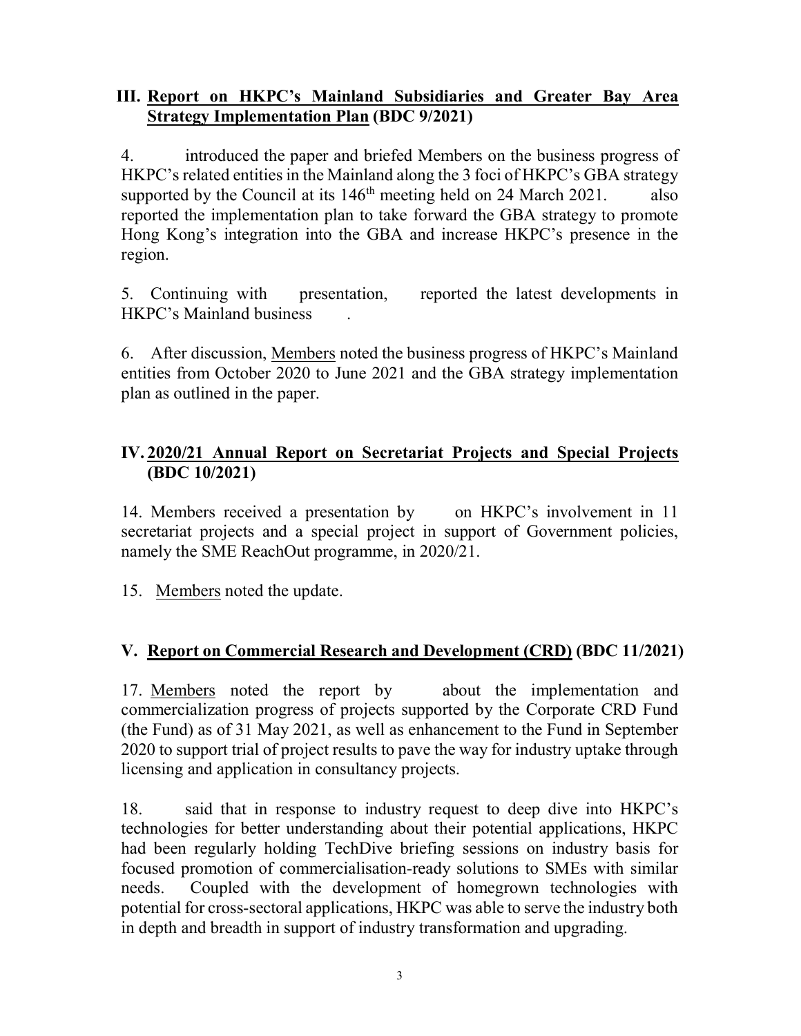## III. <u>Report on HKPC's Mainland Subsidiaries and Greater Bay Area Strategy Implementation Plan</u> (BDC 9/2021)

4. introduced the paper and briefed Members on the business progress of HKPC's related entities in the Mainland along the 3 foci of HKPC's GBA strategy supported by the Council at its 146th meeting held on 24 March 2021. also reported the implementation plan to take forward the GBA strategy to promote Hong Kong's integration into the GBA and increase HKPC's presence in the region.

5. Continuing with presentation, reported the latest developments in HKPC's Mainland business .

6. After discussion, <u>Members</u> noted the business progress of HKPC's Mainland entities from October 2020 to June 2021 and the GBA strategy implementation plan as outlined in the paper.

## IV. <u>2020/21 Annual Report on Secretariat Projects and Special Projects</u> (BDC 10/2021)

14. Members received a presentation by on HKPC's involvement in 11 secretariat projects and a special project in support of Government policies, namely the SME ReachOut programme, in 2020/21.

15. <u>Members</u> noted the update.

## V. <u>Report on Commercial Research and Development (CRD)</u> (BDC 11/2021)

17. <u>Members</u> noted the report by about the implementation and commercialization progress of projects supported by the Corporate CRD Fund (the Fund) as of 31 May 2021, as well as enhancement to the Fund in September 2020 to support trial of project results to pave the way for industry uptake through licensing and application in consultancy projects.

18. said that in response to industry request to deep dive into HKPC's technologies for better understanding about their potential applications, HKPC had been regularly holding TechDive briefing sessions on industry basis for focused promotion of commercialisation-ready solutions to SMEs with similar needs. Coupled with the development of homegrown technologies with potential for cross-sectoral applications, HKPC was able to serve the industry both in depth and breadth in support of industry transformation and upgrading.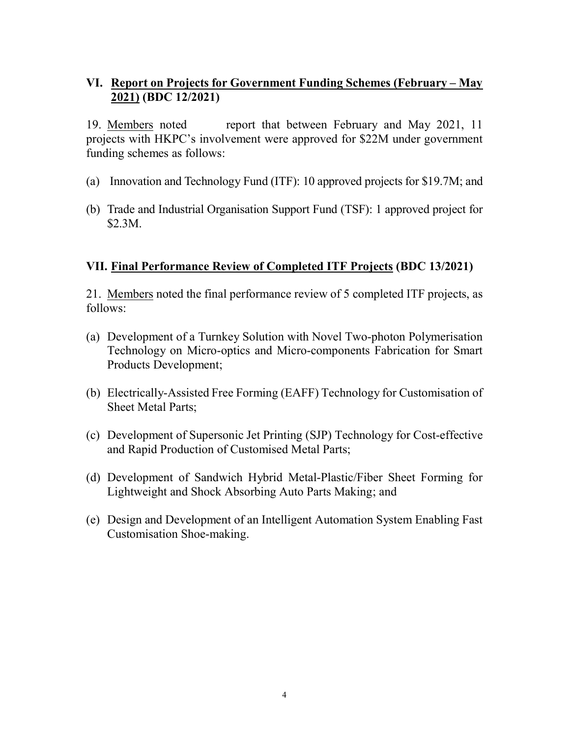## VI. Report on Projects for Government Funding Schemes (February – May 2021) (BDC 12/2021)

19. Members noted report that between February and May 2021, 11 projects with HKPC's involvement were approved for $22M under government funding schemes as follows:

(a) Innovation and Technology Fund (ITF): 10 approved projects for $19.7M; and

(b) Trade and Industrial Organisation Support Fund (TSF): 1 approved project for $2.3M.

## VII. Final Performance Review of Completed ITF Projects (BDC 13/2021)

21. Members noted the final performance review of 5 completed ITF projects, as follows:

(a) Development of a Turnkey Solution with Novel Two-photon Polymerisation Technology on Micro-optics and Micro-components Fabrication for Smart Products Development;

(b) Electrically-Assisted Free Forming (EAFF) Technology for Customisation of Sheet Metal Parts;

(c) Development of Supersonic Jet Printing (SJP) Technology for Cost-effective and Rapid Production of Customised Metal Parts;

(d) Development of Sandwich Hybrid Metal-Plastic/Fiber Sheet Forming for Lightweight and Shock Absorbing Auto Parts Making; and

(e) Design and Development of an Intelligent Automation System Enabling Fast Customisation Shoe-making.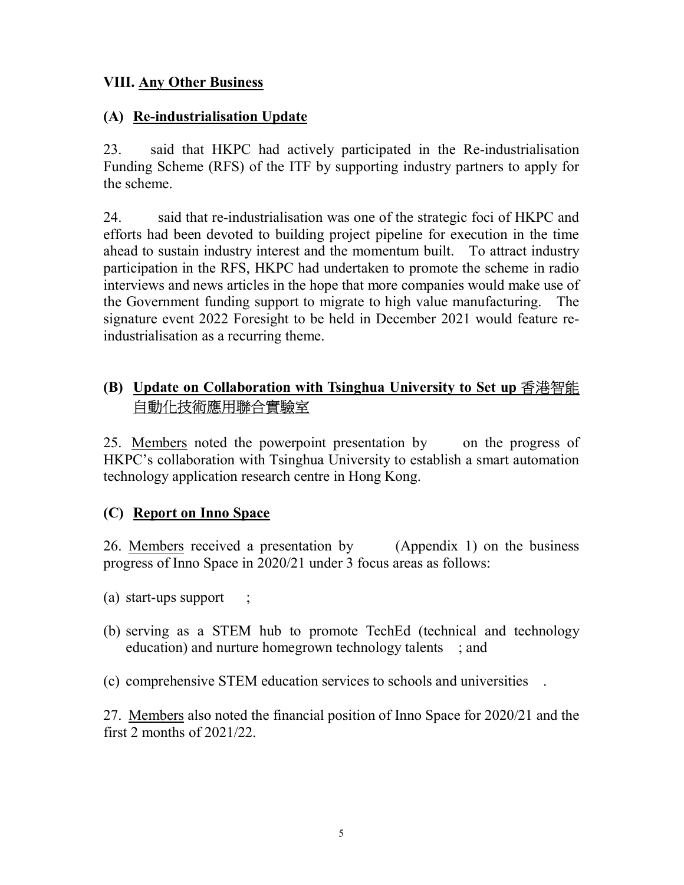## VIII. Any Other Business

### (A) Re-industrialisation Update

23. said that HKPC had actively participated in the Re-industrialisation Funding Scheme (RFS) of the ITF by supporting industry partners to apply for the scheme.

24. said that re-industrialisation was one of the strategic foci of HKPC and efforts had been devoted to building project pipeline for execution in the time ahead to sustain industry interest and the momentum built. To attract industry participation in the RFS, HKPC had undertaken to promote the scheme in radio interviews and news articles in the hope that more companies would make use of the Government funding support to migrate to high value manufacturing. The signature event 2022 Foresight to be held in December 2021 would feature re-industrialisation as a recurring theme.

### (B) Update on Collaboration with Tsinghua University to Set up 香港智能自動化技術應用聯合實驗室

25. Members noted the powerpoint presentation by on the progress of HKPC's collaboration with Tsinghua University to establish a smart automation technology application research centre in Hong Kong.

### (C) Report on Inno Space

26. Members received a presentation by (Appendix 1) on the business progress of Inno Space in 2020/21 under 3 focus areas as follows:

(a) start-ups support ;

(b) serving as a STEM hub to promote TechEd (technical and technology education) and nurture homegrown technology talents ; and

(c) comprehensive STEM education services to schools and universities .

27. Members also noted the financial position of Inno Space for 2020/21 and the first 2 months of 2021/22.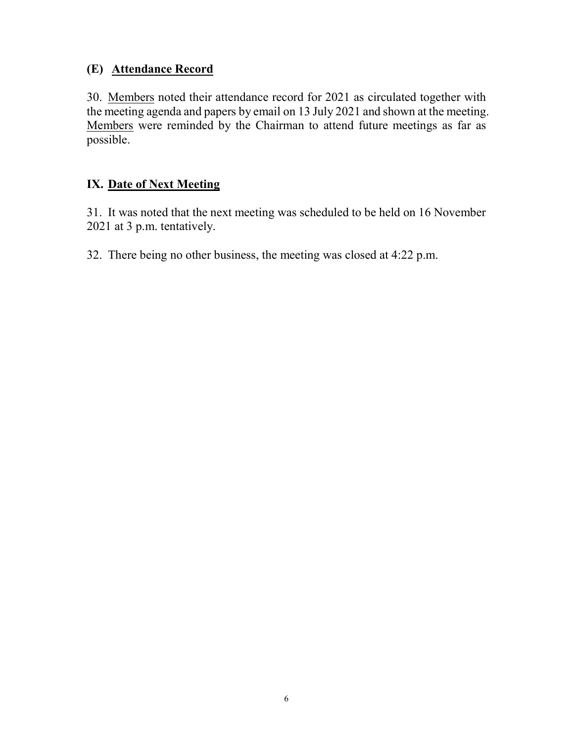### (E) Attendance Record

30. Members noted their attendance record for 2021 as circulated together with the meeting agenda and papers by email on 13 July 2021 and shown at the meeting. Members were reminded by the Chairman to attend future meetings as far as possible.

## IX. Date of Next Meeting

31. It was noted that the next meeting was scheduled to be held on 16 November 2021 at 3 p.m. tentatively.

32. There being no other business, the meeting was closed at 4:22 p.m.